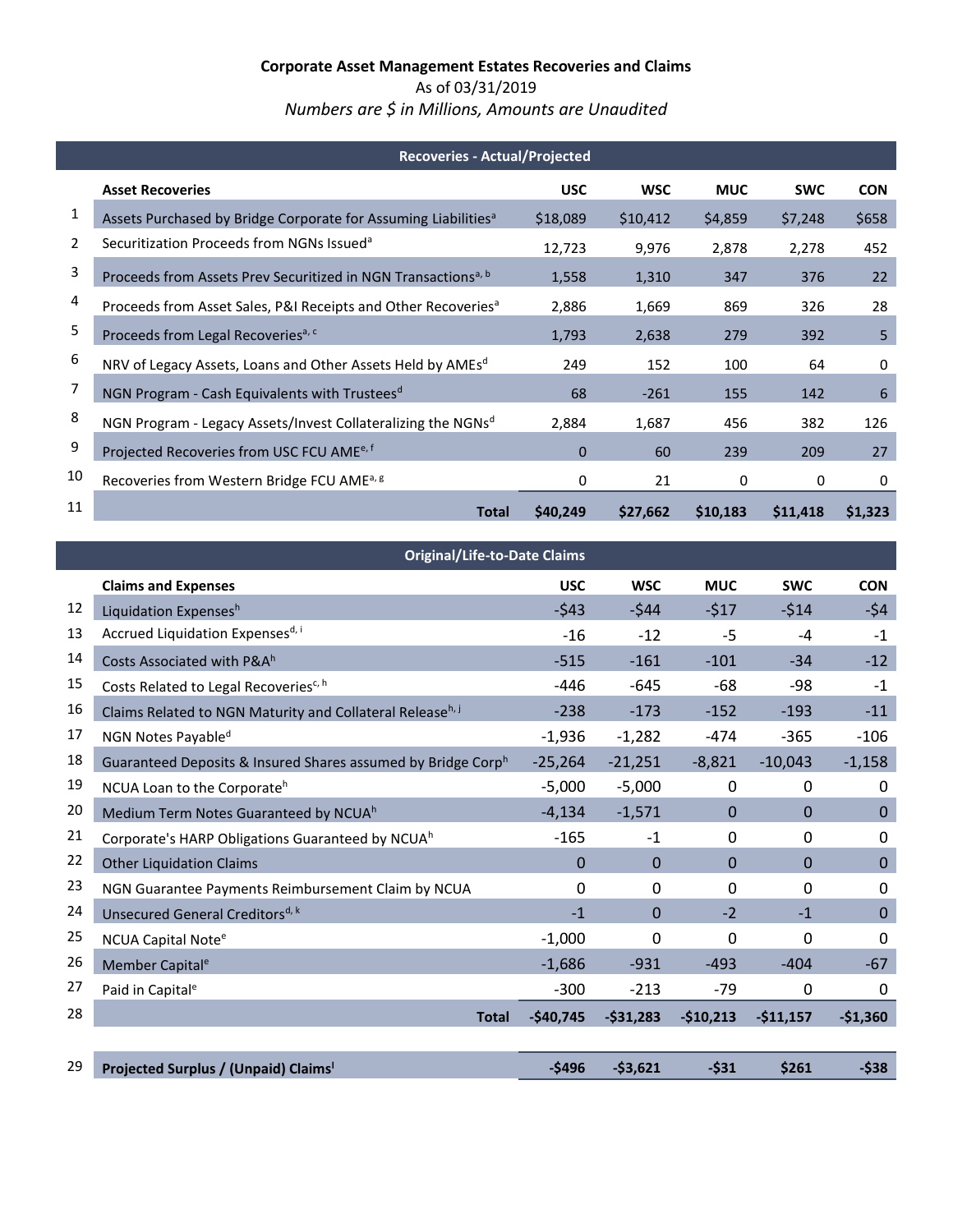# Corporate Asset Management Estates Recoveries and Claims

As of 03/31/2019

*Numbers are $ in Millions, Amounts are Unaudited*

## Recoveries - Actual/Projected

| | Asset Recoveries | USC | WSC | MUC | SWC | CON |
|---|---|---|---|---|---|---|
| 1 | Assets Purchased by Bridge Corporate for Assuming Liabilities[a] | $18,089 | $10,412 | $4,859 | $7,248 | $658 |
| 2 | Securitization Proceeds from NGNs Issued[a] | 12,723 | 9,976 | 2,878 | 2,278 | 452 |
| 3 | Proceeds from Assets Prev Securitized in NGN Transactions[a, b] | 1,558 | 1,310 | 347 | 376 | 22 |
| 4 | Proceeds from Asset Sales, P&I Receipts and Other Recoveries[a] | 2,886 | 1,669 | 869 | 326 | 28 |
| 5 | Proceeds from Legal Recoveries[a, c] | 1,793 | 2,638 | 279 | 392 | 5 |
| 6 | NRV of Legacy Assets, Loans and Other Assets Held by AMEs[d] | 249 | 152 | 100 | 64 | 0 |
| 7 | NGN Program - Cash Equivalents with Trustees[d] | 68 | -261 | 155 | 142 | 6 |
| 8 | NGN Program - Legacy Assets/Invest Collateralizing the NGNs[d] | 2,884 | 1,687 | 456 | 382 | 126 |
| 9 | Projected Recoveries from USC FCU AME[e, f] | 0 | 60 | 239 | 209 | 27 |
| 10 | Recoveries from Western Bridge FCU AME[a, g] | 0 | 21 | 0 | 0 | 0 |
| 11 | **Total** | **$40,249** | **$27,662** | **$10,183** | **$11,418** | **$1,323** |

## Original/Life-to-Date Claims

| | Claims and Expenses | USC | WSC | MUC | SWC | CON |
|---|---|---|---|---|---|---|
| 12 | Liquidation Expenses[h] | -$43 | -$44 | -$17 | -$14 | -$4 |
| 13 | Accrued Liquidation Expenses[d, i] | -16 | -12 | -5 | -4 | -1 |
| 14 | Costs Associated with P&A[h] | -515 | -161 | -101 | -34 | -12 |
| 15 | Costs Related to Legal Recoveries[c, h] | -446 | -645 | -68 | -98 | -1 |
| 16 | Claims Related to NGN Maturity and Collateral Release[h, j] | -238 | -173 | -152 | -193 | -11 |
| 17 | NGN Notes Payable[d] | -1,936 | -1,282 | -474 | -365 | -106 |
| 18 | Guaranteed Deposits & Insured Shares assumed by Bridge Corp[h] | -25,264 | -21,251 | -8,821 | -10,043 | -1,158 |
| 19 | NCUA Loan to the Corporate[h] | -5,000 | -5,000 | 0 | 0 | 0 |
| 20 | Medium Term Notes Guaranteed by NCUA[h] | -4,134 | -1,571 | 0 | 0 | 0 |
| 21 | Corporate's HARP Obligations Guaranteed by NCUA[h] | -165 | -1 | 0 | 0 | 0 |
| 22 | Other Liquidation Claims | 0 | 0 | 0 | 0 | 0 |
| 23 | NGN Guarantee Payments Reimbursement Claim by NCUA | 0 | 0 | 0 | 0 | 0 |
| 24 | Unsecured General Creditors[d, k] | -1 | 0 | -2 | -1 | 0 |
| 25 | NCUA Capital Note[e] | -1,000 | 0 | 0 | 0 | 0 |
| 26 | Member Capital[e] | -1,686 | -931 | -493 | -404 | -67 |
| 27 | Paid in Capital[e] | -300 | -213 | -79 | 0 | 0 |
| 28 | **Total** | **-$40,745** | **-$31,283** | **-$10,213** | **-$11,157** | **-$1,360** |
| | | | | | | |
| 29 | **Projected Surplus / (Unpaid) Claims[l]** | **-$496** | **-$3,621** | **-$31** | **$261** | **-$38** |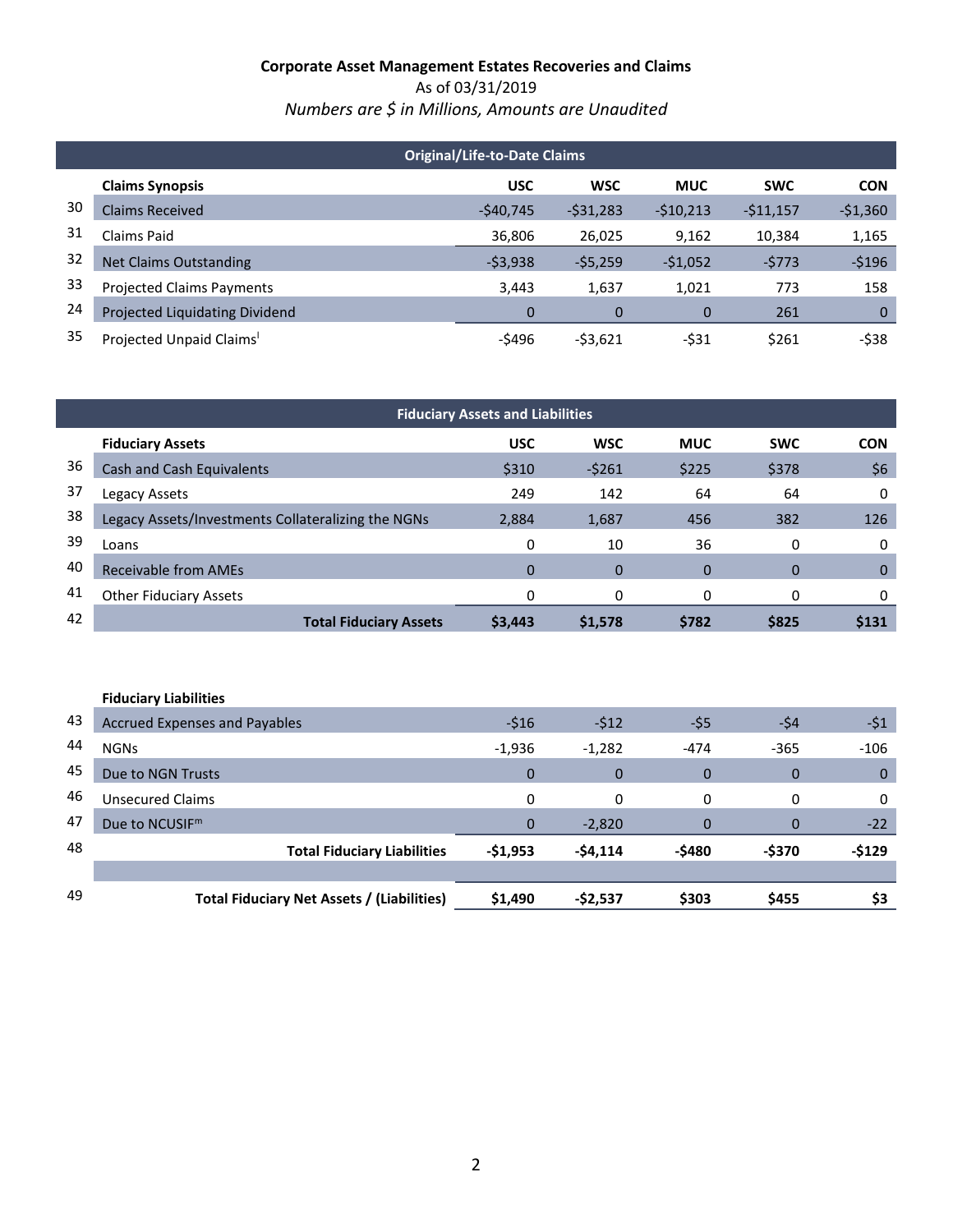# Corporate Asset Management Estates Recoveries and Clams

As of 03/31/2019

*Numbers are $ in Millions, Amounts are Unaudited*

| | Original/Life-to-Date Claims | | | | | |
|---|---|---|---|---|---|---|
| | **Claims Synopsis** | **USC** | **WSC** | **MUC** | **SWC** | **CON** |
| 30 | Claims Received | -$40,745 | -$31,283 | -$10,213 | -$11,157 | -$1,360 |
| 31 | Claims Paid | 36,806 | 26,025 | 9,162 | 10,384 | 1,165 |
| 32 | Net Claims Outstanding | -$3,938 | -$5,259 | -$1,052 | -$773 | -$196 |
| 33 | Projected Claims Payments | 3,443 | 1,637 | 1,021 | 773 | 158 |
| 24 | Projected Liquidating Dividend | 0 | 0 | 0 | 261 | 0 |
| 35 | Projected Unpaid Claims[l] | -$496 | -$3,621 | -$31 | $261 | -$38 |

| | Fiduciary Assets and Liabilities | | | | | |
|---|---|---|---|---|---|---|
| | **Fiduciary Assets** | **USC** | **WSC** | **MUC** | **SWC** | **CON** |
| 36 | Cash and Cash Equivalents | $310 | -$261 | $225 | $378 | $6 |
| 37 | Legacy Assets | 249 | 142 | 64 | 64 | 0 |
| 38 | Legacy Assets/Investments Collateralizing the NGNs | 2,884 | 1,687 | 456 | 382 | 126 |
| 39 | Loans | 0 | 10 | 36 | 0 | 0 |
| 40 | Receivable from AMEs | 0 | 0 | 0 | 0 | 0 |
| 41 | Other Fiduciary Assets | 0 | 0 | 0 | 0 | 0 |
| 42 | **Total Fiduciary Assets** | **$3,443** | **$1,578** | **$782** | **$825** | **$131** |
| | | | | | | |
| | **Fiduciary Liabilities** | | | | | |
| 43 | Accrued Expenses and Payables | -$16 | -$12 | -$5 | -$4 | -$1 |
| 44 | NGNs | -1,936 | -1,282 | -474 | -365 | -106 |
| 45 | Due to NGN Trusts | 0 | 0 | 0 | 0 | 0 |
| 46 | Unsecured Claims | 0 | 0 | 0 | 0 | 0 |
| 47 | Due to NCUSIF[m] | 0 | -2,820 | 0 | 0 | -22 |
| 48 | **Total Fiduciary Liabilities** | **-$1,953** | **-$4,114** | **-$480** | **-$370** | **-$129** |
| | | | | | | |
| 49 | **Total Fiduciary Net Assets / (Liabilities)** | **$1,490** | **-$2,537** | **$303** | **$455** | **$3** |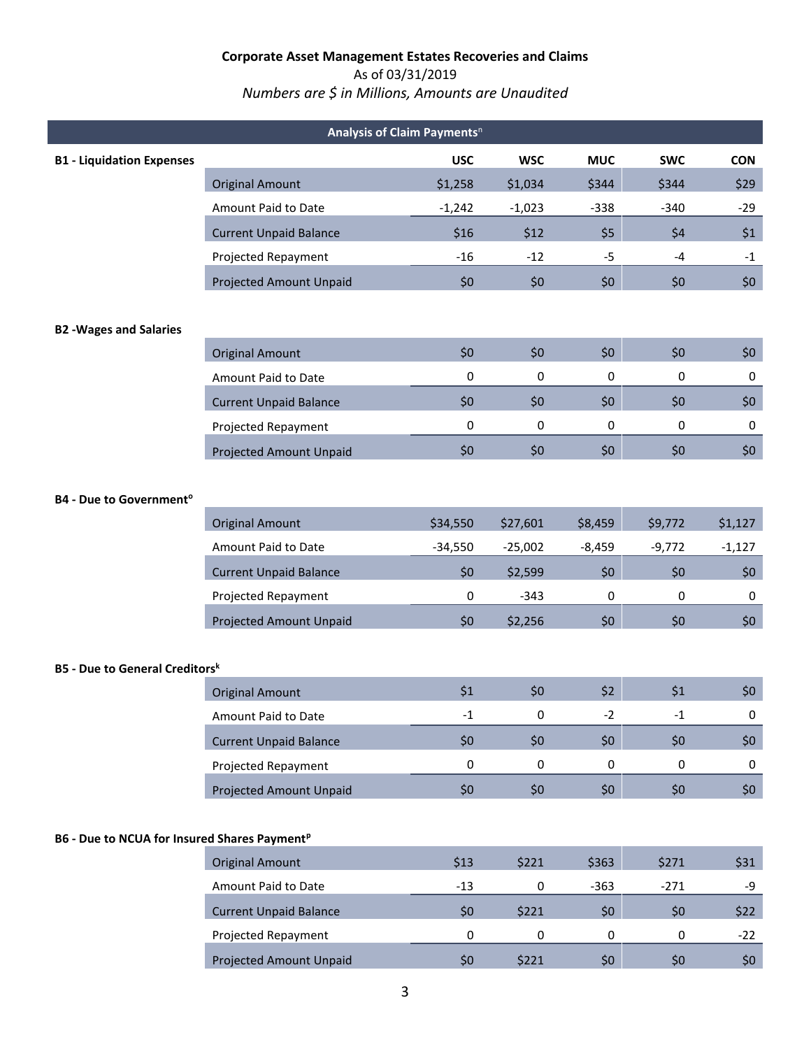**Corporate Asset Management Estates Recoveries and Claims**

As of 03/31/2019

*Numbers are $ in Millions, Amounts are Unaudited*

## Analysis of Claim Payments[n]

**B1 - Liquidation Expenses**

| | USC | WSC | MUC | SWC | CON |
|---|---|---|---|---|---|
| Original Amount | $1,258 | $1,034 | $344 | $344 | $29 |
| Amount Paid to Date | -1,242 | -1,023 | -338 | -340 | -29 |
| Current Unpaid Balance | $16 | $12 | $5 | $4 | $1 |
| Projected Repayment | -16 | -12 | -5 | -4 | -1 |
| Projected Amount Unpaid | $0 | $0 | $0 | $0 | $0 |

**B2 -Wages and Salaries**

| | USC | WSC | MUC | SWC | CON |
|---|---|---|---|---|---|
| Original Amount | $0 | $0 | $0 | $0 | $0 |
| Amount Paid to Date | 0 | 0 | 0 | 0 | 0 |
| Current Unpaid Balance | $0 | $0 | $0 | $0 | $0 |
| Projected Repayment | 0 | 0 | 0 | 0 | 0 |
| Projected Amount Unpaid | $0 | $0 | $0 | $0 | $0 |

**B4 - Due to Government[o]**

| | USC | WSC | MUC | SWC | CON |
|---|---|---|---|---|---|
| Original Amount | $34,550 | $27,601 | $8,459 | $9,772 | $1,127 |
| Amount Paid to Date | -34,550 | -25,002 | -8,459 | -9,772 | -1,127 |
| Current Unpaid Balance | $0 | $2,599 | $0 | $0 | $0 |
| Projected Repayment | 0 | -343 | 0 | 0 | 0 |
| Projected Amount Unpaid | $0 | $2,256 | $0 | $0 | $0 |

**B5 - Due to General Creditors[k]**

| | USC | WSC | MUC | SWC | CON |
|---|---|---|---|---|---|
| Original Amount | $1 | $0 | $2 | $1 | $0 |
| Amount Paid to Date | -1 | 0 | -2 | -1 | 0 |
| Current Unpaid Balance | $0 | $0 | $0 | $0 | $0 |
| Projected Repayment | 0 | 0 | 0 | 0 | 0 |
| Projected Amount Unpaid | $0 | $0 | $0 | $0 | $0 |

**B6 - Due to NCUA for Insured Shares Payment[p]**

| | USC | WSC | MUC | SWC | CON |
|---|---|---|---|---|---|
| Original Amount | $13 | $221 | $363 | $271 | $31 |
| Amount Paid to Date | -13 | 0 | -363 | -271 | -9 |
| Current Unpaid Balance | $0 | $221 | $0 | $0 | $22 |
| Projected Repayment | 0 | 0 | 0 | 0 | -22 |
| Projected Amount Unpaid | $0 | $221 | $0 | $0 | $0 |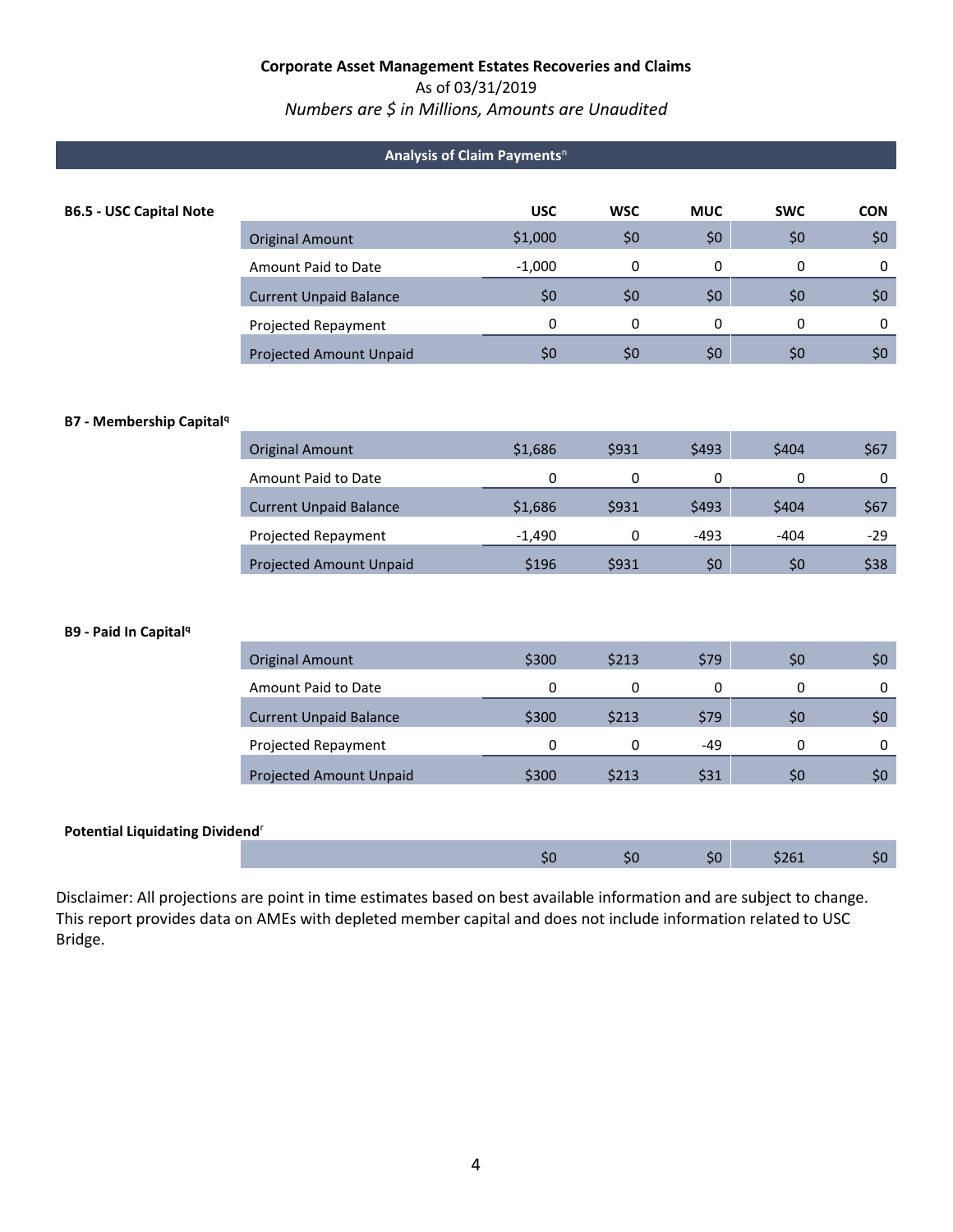**Corporate Asset Management Estates Recoveries and Claims**

As of 03/31/2019

*Numbers are $ in Millions, Amounts are Unaudited*

## Analysis of Claim Payments[n]

**B6.5 - USC Capital Note**

| | USC | WSC | MUC | SWC | CON |
|---|---|---|---|---|---|
| Original Amount | $1,000 | $0 | $0 | $0 | $0 |
| Amount Paid to Date | -1,000 | 0 | 0 | 0 | 0 |
| Current Unpaid Balance | $0 | $0 | $0 | $0 | $0 |
| Projected Repayment | 0 | 0 | 0 | 0 | 0 |
| Projected Amount Unpaid | $0 | $0 | $0 | $0 | $0 |

**B7 - Membership Capital[q]**

| | USC | WSC | MUC | SWC | CON |
|---|---|---|---|---|---|
| Original Amount | $1,686 | $931 | $493 | $404 | $67 |
| Amount Paid to Date | 0 | 0 | 0 | 0 | 0 |
| Current Unpaid Balance | $1,686 | $931 | $493 | $404 | $67 |
| Projected Repayment | -1,490 | 0 | -493 | -404 | -29 |
| Projected Amount Unpaid | $196 | $931 | $0 | $0 | $38 |

**B9 - Paid In Capital[q]**

| | USC | WSC | MUC | SWC | CON |
|---|---|---|---|---|---|
| Original Amount | $300 | $213 | $79 | $0 | $0 |
| Amount Paid to Date | 0 | 0 | 0 | 0 | 0 |
| Current Unpaid Balance | $300 | $213 | $79 | $0 | $0 |
| Projected Repayment | 0 | 0 | -49 | 0 | 0 |
| Projected Amount Unpaid | $300 | $213 | $31 | $0 | $0 |

**Potential Liquidating Dividend[r]**

| | USC | WSC | MUC | SWC | CON |
|---|---|---|---|---|---|
| | $0 | $0 | $0 | $261 | $0 |

Disclaimer: All projections are point in time estimates based on best available information and are subject to change. This report provides data on AMEs with depleted member capital and does not include information related to USC Bridge.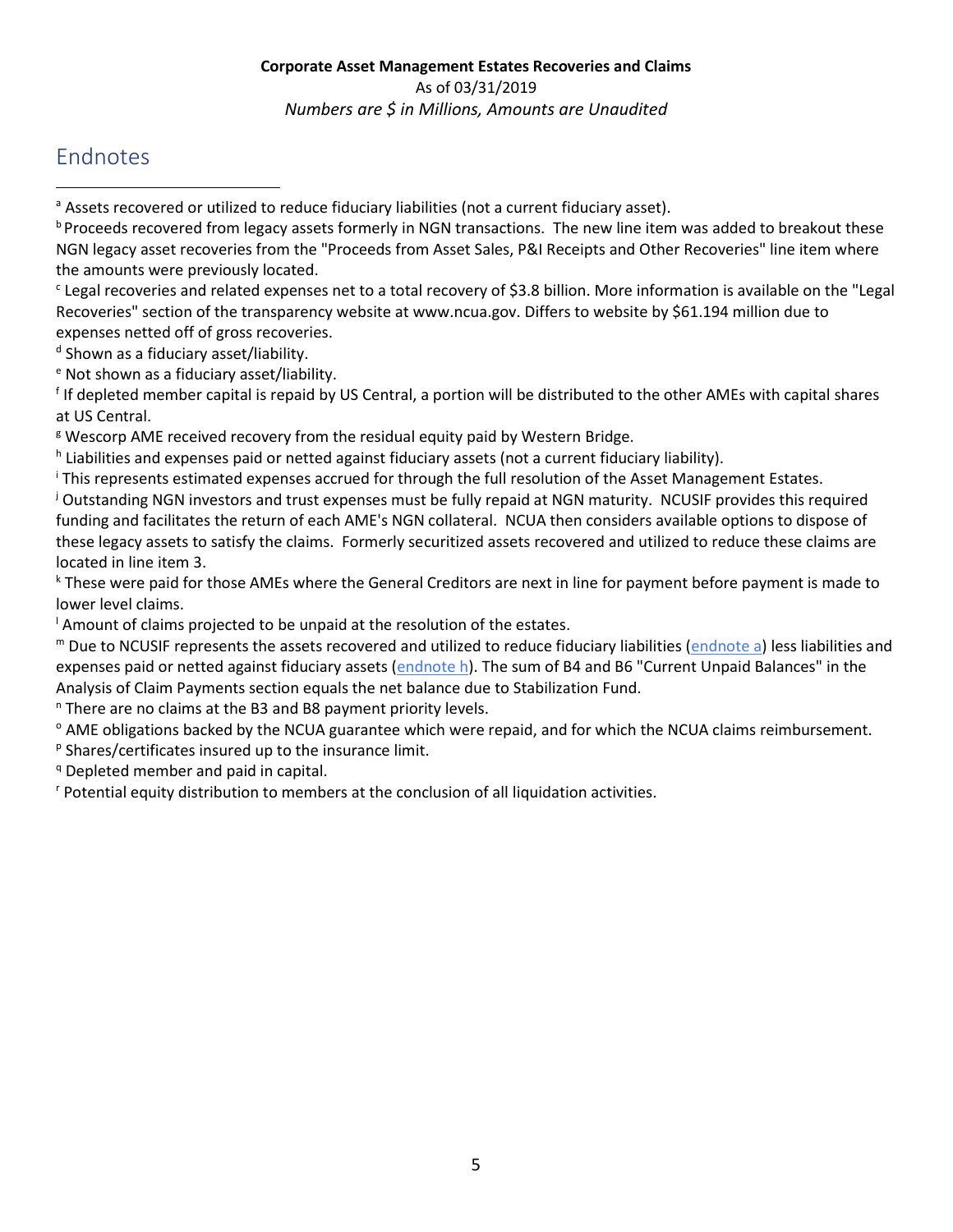Corporate Asset Management Estates Recoveries and Claims

As of 03/31/2019

*Numbers are $ in Millions, Amounts are Unaudited*

# Endnotes

[a] Assets recovered or utilized to reduce fiduciary liabilities (not a current fiduciary asset).

[b] Proceeds recovered from legacy assets formerly in NGN transactions. The new line item was added to breakout these NGN legacy asset recoveries from the "Proceeds from Asset Sales, P&I Receipts and Other Recoveries" line item where the amounts were previously located.

[c] Legal recoveries and related expenses net to a total recovery of $3.8 billion. More information is available on the "Legal Recoveries" section of the transparency website at www.ncua.gov. Differs to website by $61.194 million due to expenses netted off of gross recoveries.

[d] Shown as a fiduciary asset/liability.

[e] Not shown as a fiduciary asset/liability.

[f] If depleted member capital is repaid by US Central, a portion will be distributed to the other AMEs with capital shares at US Central.

[g] Wescorp AME received recovery from the residual equity paid by Western Bridge.

[h] Liabilities and expenses paid or netted against fiduciary assets (not a current fiduciary liability).

[i] This represents estimated expenses accrued for through the full resolution of the Asset Management Estates.

[j] Outstanding NGN investors and trust expenses must be fully repaid at NGN maturity. NCUSIF provides this required funding and facilitates the return of each AME's NGN collateral. NCUA then considers available options to dispose of these legacy assets to satisfy the claims. Formerly securitized assets recovered and utilized to reduce these claims are located in line item 3.

[k] These were paid for those AMEs where the General Creditors are next in line for payment before payment is made to lower level claims.

[l] Amount of claims projected to be unpaid at the resolution of the estates.

[m] Due to NCUSIF represents the assets recovered and utilized to reduce fiduciary liabilities (endnote a) less liabilities and expenses paid or netted against fiduciary assets (endnote h). The sum of B4 and B6 "Current Unpaid Balances" in the Analysis of Claim Payments section equals the net balance due to Stabilization Fund.

[n] There are no claims at the B3 and B8 payment priority levels.

[o] AME obligations backed by the NCUA guarantee which were repaid, and for which the NCUA claims reimbursement.

[p] Shares/certificates insured up to the insurance limit.

[q] Depleted member and paid in capital.

[r] Potential equity distribution to members at the conclusion of all liquidation activities.